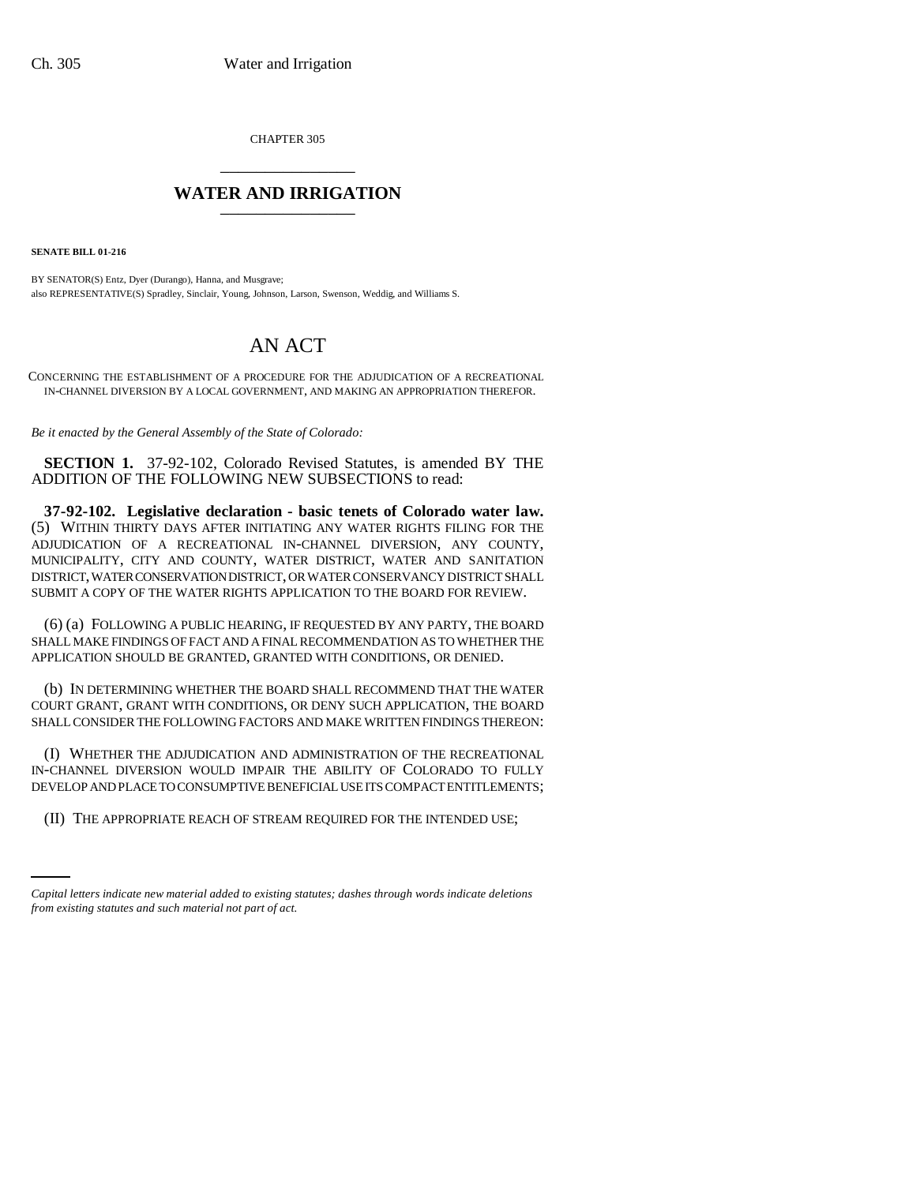CHAPTER 305

# WATER AND IRRIGATION

**SENATE BILL 01-216**

BY SENATOR(S) Entz, Dyer (Durango), Hanna, and Musgrave;
also REPRESENTATIVE(S) Spradley, Sinclair, Young, Johnson, Larson, Swenson, Weddig, and Williams S.

# AN ACT

CONCERNING THE ESTABLISHMENT OF A PROCEDURE FOR THE ADJUDICATION OF A RECREATIONAL IN-CHANNEL DIVERSION BY A LOCAL GOVERNMENT, AND MAKING AN APPROPRIATION THEREFOR.

*Be it enacted by the General Assembly of the State of Colorado:*

**SECTION 1.** 37-92-102, Colorado Revised Statutes, is amended BY THE ADDITION OF THE FOLLOWING NEW SUBSECTIONS to read:

**37-92-102. Legislative declaration - basic tenets of Colorado water law.** (5) WITHIN THIRTY DAYS AFTER INITIATING ANY WATER RIGHTS FILING FOR THE ADJUDICATION OF A RECREATIONAL IN-CHANNEL DIVERSION, ANY COUNTY, MUNICIPALITY, CITY AND COUNTY, WATER DISTRICT, WATER AND SANITATION DISTRICT, WATER CONSERVATION DISTRICT, OR WATER CONSERVANCY DISTRICT SHALL SUBMIT A COPY OF THE WATER RIGHTS APPLICATION TO THE BOARD FOR REVIEW.

(6) (a) FOLLOWING A PUBLIC HEARING, IF REQUESTED BY ANY PARTY, THE BOARD SHALL MAKE FINDINGS OF FACT AND A FINAL RECOMMENDATION AS TO WHETHER THE APPLICATION SHOULD BE GRANTED, GRANTED WITH CONDITIONS, OR DENIED.

(b) IN DETERMINING WHETHER THE BOARD SHALL RECOMMEND THAT THE WATER COURT GRANT, GRANT WITH CONDITIONS, OR DENY SUCH APPLICATION, THE BOARD SHALL CONSIDER THE FOLLOWING FACTORS AND MAKE WRITTEN FINDINGS THEREON:

(I) WHETHER THE ADJUDICATION AND ADMINISTRATION OF THE RECREATIONAL IN-CHANNEL DIVERSION WOULD IMPAIR THE ABILITY OF COLORADO TO FULLY DEVELOP AND PLACE TO CONSUMPTIVE BENEFICIAL USE ITS COMPACT ENTITLEMENTS;

(II) THE APPROPRIATE REACH OF STREAM REQUIRED FOR THE INTENDED USE;

*Capital letters indicate new material added to existing statutes; dashes through words indicate deletions from existing statutes and such material not part of act.*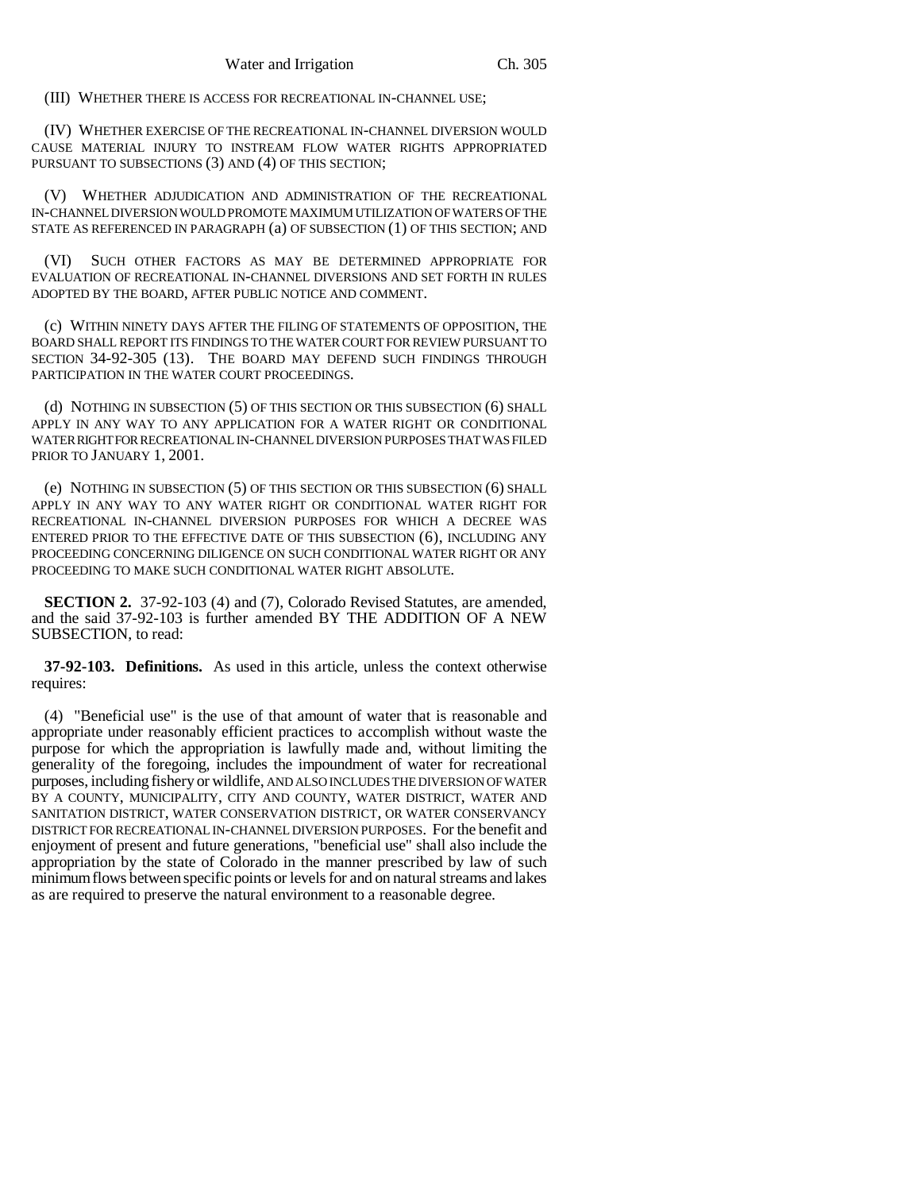(III) WHETHER THERE IS ACCESS FOR RECREATIONAL IN-CHANNEL USE;

(IV) WHETHER EXERCISE OF THE RECREATIONAL IN-CHANNEL DIVERSION WOULD CAUSE MATERIAL INJURY TO INSTREAM FLOW WATER RIGHTS APPROPRIATED PURSUANT TO SUBSECTIONS (3) AND (4) OF THIS SECTION;

(V) WHETHER ADJUDICATION AND ADMINISTRATION OF THE RECREATIONAL IN-CHANNEL DIVERSION WOULD PROMOTE MAXIMUM UTILIZATION OF WATERS OF THE STATE AS REFERENCED IN PARAGRAPH (a) OF SUBSECTION (1) OF THIS SECTION; AND

(VI) SUCH OTHER FACTORS AS MAY BE DETERMINED APPROPRIATE FOR EVALUATION OF RECREATIONAL IN-CHANNEL DIVERSIONS AND SET FORTH IN RULES ADOPTED BY THE BOARD, AFTER PUBLIC NOTICE AND COMMENT.

(c) WITHIN NINETY DAYS AFTER THE FILING OF STATEMENTS OF OPPOSITION, THE BOARD SHALL REPORT ITS FINDINGS TO THE WATER COURT FOR REVIEW PURSUANT TO SECTION 34-92-305 (13). THE BOARD MAY DEFEND SUCH FINDINGS THROUGH PARTICIPATION IN THE WATER COURT PROCEEDINGS.

(d) NOTHING IN SUBSECTION (5) OF THIS SECTION OR THIS SUBSECTION (6) SHALL APPLY IN ANY WAY TO ANY APPLICATION FOR A WATER RIGHT OR CONDITIONAL WATER RIGHT FOR RECREATIONAL IN-CHANNEL DIVERSION PURPOSES THAT WAS FILED PRIOR TO JANUARY 1, 2001.

(e) NOTHING IN SUBSECTION (5) OF THIS SECTION OR THIS SUBSECTION (6) SHALL APPLY IN ANY WAY TO ANY WATER RIGHT OR CONDITIONAL WATER RIGHT FOR RECREATIONAL IN-CHANNEL DIVERSION PURPOSES FOR WHICH A DECREE WAS ENTERED PRIOR TO THE EFFECTIVE DATE OF THIS SUBSECTION (6), INCLUDING ANY PROCEEDING CONCERNING DILIGENCE ON SUCH CONDITIONAL WATER RIGHT OR ANY PROCEEDING TO MAKE SUCH CONDITIONAL WATER RIGHT ABSOLUTE.

**SECTION 2.** 37-92-103 (4) and (7), Colorado Revised Statutes, are amended, and the said 37-92-103 is further amended BY THE ADDITION OF A NEW SUBSECTION, to read:

**37-92-103. Definitions.** As used in this article, unless the context otherwise requires:

(4) "Beneficial use" is the use of that amount of water that is reasonable and appropriate under reasonably efficient practices to accomplish without waste the purpose for which the appropriation is lawfully made and, without limiting the generality of the foregoing, includes the impoundment of water for recreational purposes, including fishery or wildlife, AND ALSO INCLUDES THE DIVERSION OF WATER BY A COUNTY, MUNICIPALITY, CITY AND COUNTY, WATER DISTRICT, WATER AND SANITATION DISTRICT, WATER CONSERVATION DISTRICT, OR WATER CONSERVANCY DISTRICT FOR RECREATIONAL IN-CHANNEL DIVERSION PURPOSES. For the benefit and enjoyment of present and future generations, "beneficial use" shall also include the appropriation by the state of Colorado in the manner prescribed by law of such minimum flows between specific points or levels for and on natural streams and lakes as are required to preserve the natural environment to a reasonable degree.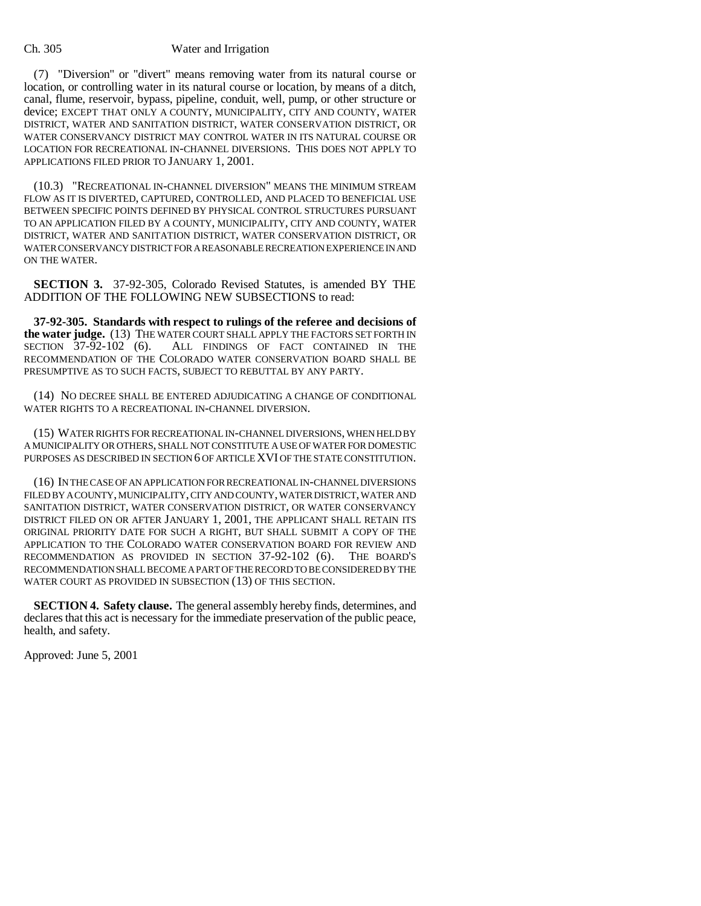(7) "Diversion" or "divert" means removing water from its natural course or location, or controlling water in its natural course or location, by means of a ditch, canal, flume, reservoir, bypass, pipeline, conduit, well, pump, or other structure or device; EXCEPT THAT ONLY A COUNTY, MUNICIPALITY, CITY AND COUNTY, WATER DISTRICT, WATER AND SANITATION DISTRICT, WATER CONSERVATION DISTRICT, OR WATER CONSERVANCY DISTRICT MAY CONTROL WATER IN ITS NATURAL COURSE OR LOCATION FOR RECREATIONAL IN-CHANNEL DIVERSIONS. THIS DOES NOT APPLY TO APPLICATIONS FILED PRIOR TO JANUARY 1, 2001.

(10.3) "RECREATIONAL IN-CHANNEL DIVERSION" MEANS THE MINIMUM STREAM FLOW AS IT IS DIVERTED, CAPTURED, CONTROLLED, AND PLACED TO BENEFICIAL USE BETWEEN SPECIFIC POINTS DEFINED BY PHYSICAL CONTROL STRUCTURES PURSUANT TO AN APPLICATION FILED BY A COUNTY, MUNICIPALITY, CITY AND COUNTY, WATER DISTRICT, WATER AND SANITATION DISTRICT, WATER CONSERVATION DISTRICT, OR WATER CONSERVANCY DISTRICT FOR A REASONABLE RECREATION EXPERIENCE IN AND ON THE WATER.

**SECTION 3.** 37-92-305, Colorado Revised Statutes, is amended BY THE ADDITION OF THE FOLLOWING NEW SUBSECTIONS to read:

**37-92-305. Standards with respect to rulings of the referee and decisions of the water judge.** (13) THE WATER COURT SHALL APPLY THE FACTORS SET FORTH IN SECTION 37-92-102 (6). ALL FINDINGS OF FACT CONTAINED IN THE RECOMMENDATION OF THE COLORADO WATER CONSERVATION BOARD SHALL BE PRESUMPTIVE AS TO SUCH FACTS, SUBJECT TO REBUTTAL BY ANY PARTY.

(14) NO DECREE SHALL BE ENTERED ADJUDICATING A CHANGE OF CONDITIONAL WATER RIGHTS TO A RECREATIONAL IN-CHANNEL DIVERSION.

(15) WATER RIGHTS FOR RECREATIONAL IN-CHANNEL DIVERSIONS, WHEN HELD BY A MUNICIPALITY OR OTHERS, SHALL NOT CONSTITUTE A USE OF WATER FOR DOMESTIC PURPOSES AS DESCRIBED IN SECTION 6 OF ARTICLE XVI OF THE STATE CONSTITUTION.

(16) IN THE CASE OF AN APPLICATION FOR RECREATIONAL IN-CHANNEL DIVERSIONS FILED BY A COUNTY, MUNICIPALITY, CITY AND COUNTY, WATER DISTRICT, WATER AND SANITATION DISTRICT, WATER CONSERVATION DISTRICT, OR WATER CONSERVANCY DISTRICT FILED ON OR AFTER JANUARY 1, 2001, THE APPLICANT SHALL RETAIN ITS ORIGINAL PRIORITY DATE FOR SUCH A RIGHT, BUT SHALL SUBMIT A COPY OF THE APPLICATION TO THE COLORADO WATER CONSERVATION BOARD FOR REVIEW AND RECOMMENDATION AS PROVIDED IN SECTION 37-92-102 (6). THE BOARD'S RECOMMENDATION SHALL BECOME A PART OF THE RECORD TO BE CONSIDERED BY THE WATER COURT AS PROVIDED IN SUBSECTION (13) OF THIS SECTION.

**SECTION 4. Safety clause.** The general assembly hereby finds, determines, and declares that this act is necessary for the immediate preservation of the public peace, health, and safety.

Approved: June 5, 2001